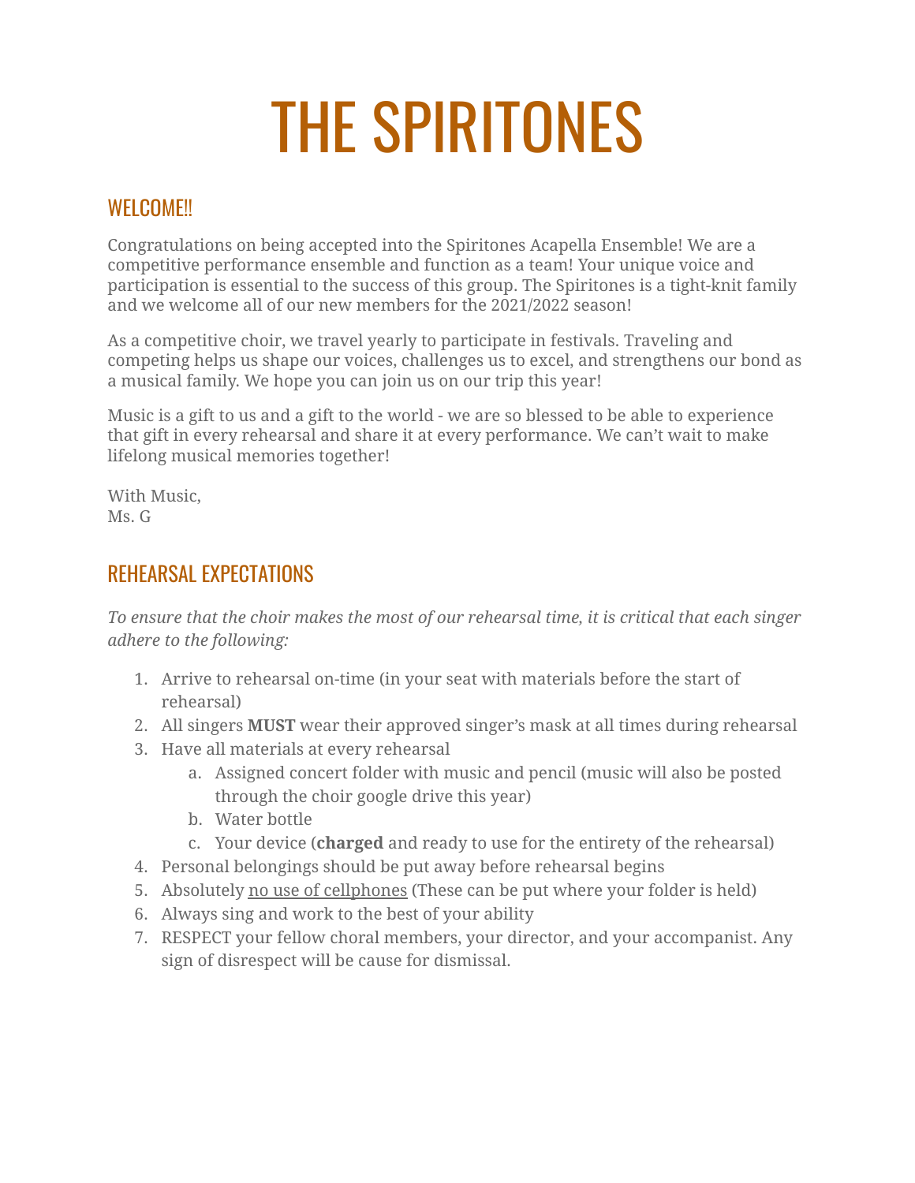# THE SPIRITONES

## WELCOME!!

Congratulations on being accepted into the Spiritones Acapella Ensemble! We are a competitive performance ensemble and function as a team! Your unique voice and participation is essential to the success of this group. The Spiritones is a tight-knit family and we welcome all of our new members for the 2021/2022 season!

As a competitive choir, we travel yearly to participate in festivals. Traveling and competing helps us shape our voices, challenges us to excel, and strengthens our bond as a musical family. We hope you can join us on our trip this year!

Music is a gift to us and a gift to the world - we are so blessed to be able to experience that gift in every rehearsal and share it at every performance. We can't wait to make lifelong musical memories together!

With Music,
Ms. G

## REHEARSAL EXPECTATIONS

*To ensure that the choir makes the most of our rehearsal time, it is critical that each singer adhere to the following:*

1. Arrive to rehearsal on-time (in your seat with materials before the start of rehearsal)
2. All singers **MUST** wear their approved singer's mask at all times during rehearsal
3. Have all materials at every rehearsal
   a. Assigned concert folder with music and pencil (music will also be posted through the choir google drive this year)
   b. Water bottle
   c. Your device (**charged** and ready to use for the entirety of the rehearsal)
4. Personal belongings should be put away before rehearsal begins
5. Absolutely <u>no use of cellphones</u> (These can be put where your folder is held)
6. Always sing and work to the best of your ability
7. RESPECT your fellow choral members, your director, and your accompanist. Any sign of disrespect will be cause for dismissal.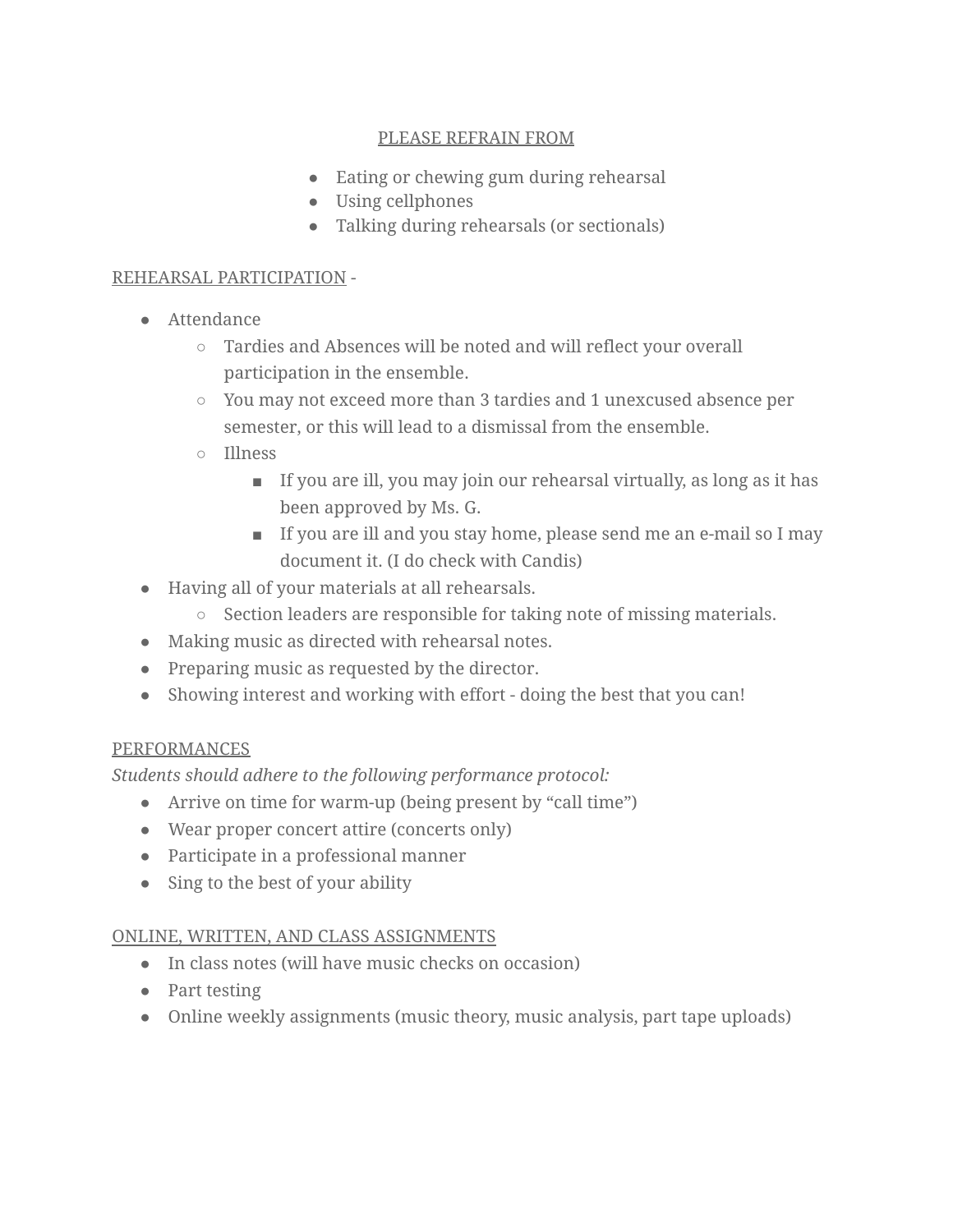PLEASE REFRAIN FROM

- Eating or chewing gum during rehearsal
- Using cellphones
- Talking during rehearsals (or sectionals)

REHEARSAL PARTICIPATION -

- Attendance
  - Tardies and Absences will be noted and will reflect your overall participation in the ensemble.
  - You may not exceed more than 3 tardies and 1 unexcused absence per semester, or this will lead to a dismissal from the ensemble.
  - Illness
    - If you are ill, you may join our rehearsal virtually, as long as it has been approved by Ms. G.
    - If you are ill and you stay home, please send me an e-mail so I may document it. (I do check with Candis)
- Having all of your materials at all rehearsals.
  - Section leaders are responsible for taking note of missing materials.
- Making music as directed with rehearsal notes.
- Preparing music as requested by the director.
- Showing interest and working with effort - doing the best that you can!

PERFORMANCES

*Students should adhere to the following performance protocol:*

- Arrive on time for warm-up (being present by "call time")
- Wear proper concert attire (concerts only)
- Participate in a professional manner
- Sing to the best of your ability

ONLINE, WRITTEN, AND CLASS ASSIGNMENTS

- In class notes (will have music checks on occasion)
- Part testing
- Online weekly assignments (music theory, music analysis, part tape uploads)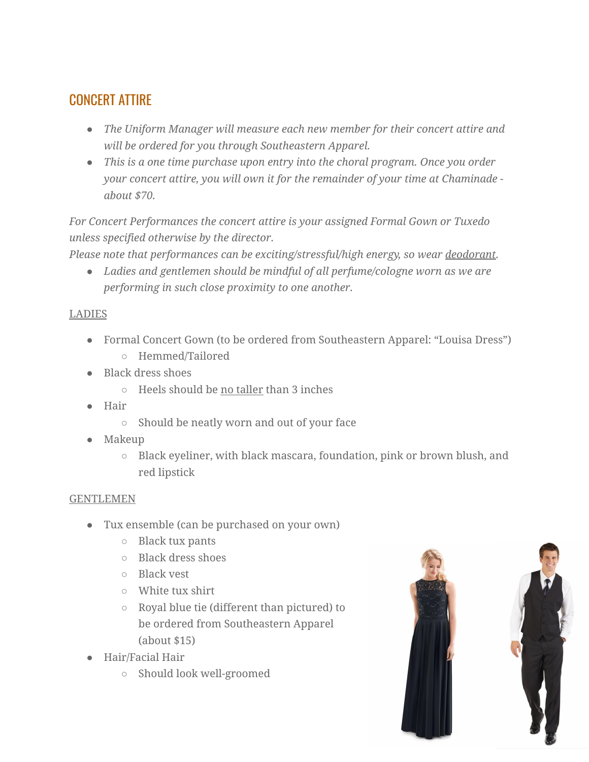## CONCERT ATTIRE

- *The Uniform Manager will measure each new member for their concert attire and will be ordered for you through Southeastern Apparel.*
- *This is a one time purchase upon entry into the choral program. Once you order your concert attire, you will own it for the remainder of your time at Chaminade - about $70.*

*For Concert Performances the concert attire is your assigned Formal Gown or Tuxedo unless specified otherwise by the director.*
*Please note that performances can be exciting/stressful/high energy, so wear <u>deodorant</u>.*

- *Ladies and gentlemen should be mindful of all perfume/cologne worn as we are performing in such close proximity to one another.*

<u>LADIES</u>

- Formal Concert Gown (to be ordered from Southeastern Apparel: "Louisa Dress")
  - Hemmed/Tailored
- Black dress shoes
  - Heels should be <u>no taller</u> than 3 inches
- Hair
  - Should be neatly worn and out of your face
- Makeup
  - Black eyeliner, with black mascara, foundation, pink or brown blush, and red lipstick

<u>GENTLEMEN</u>

- Tux ensemble (can be purchased on your own)
  - Black tux pants
  - Black dress shoes
  - Black vest
  - White tux shirt
  - Royal blue tie (different than pictured) to be ordered from Southeastern Apparel (about $15)
- Hair/Facial Hair
  - Should look well-groomed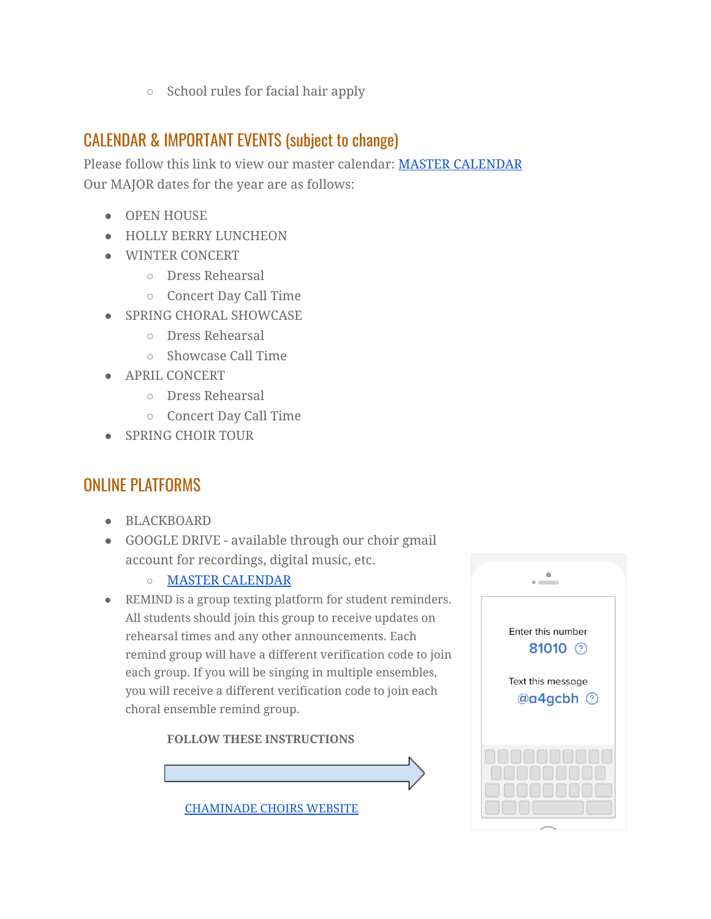- School rules for facial hair apply

## CALENDAR & IMPORTANT EVENTS (subject to change)

Please follow this link to view our master calendar: [MASTER CALENDAR]
Our MAJOR dates for the year are as follows:

- OPEN HOUSE
- HOLLY BERRY LUNCHEON
- WINTER CONCERT
   - Dress Rehearsal
   - Concert Day Call Time
- SPRING CHORAL SHOWCASE
   - Dress Rehearsal
   - Showcase Call Time
- APRIL CONCERT
   - Dress Rehearsal
   - Concert Day Call Time
- SPRING CHOIR TOUR

## ONLINE PLATFORMS

- BLACKBOARD
- GOOGLE DRIVE - available through our choir gmail account for recordings, digital music, etc.
   - [MASTER CALENDAR]
- REMIND is a group texting platform for student reminders. All students should join this group to receive updates on rehearsal times and any other announcements. Each remind group will have a different verification code to join each group. If you will be singing in multiple ensembles, you will receive a different verification code to join each choral ensemble remind group.

**FOLLOW THESE INSTRUCTIONS**

Enter this number
81010

Text this message
@a4gcbh

[CHAMINADE CHOIRS WEBSITE]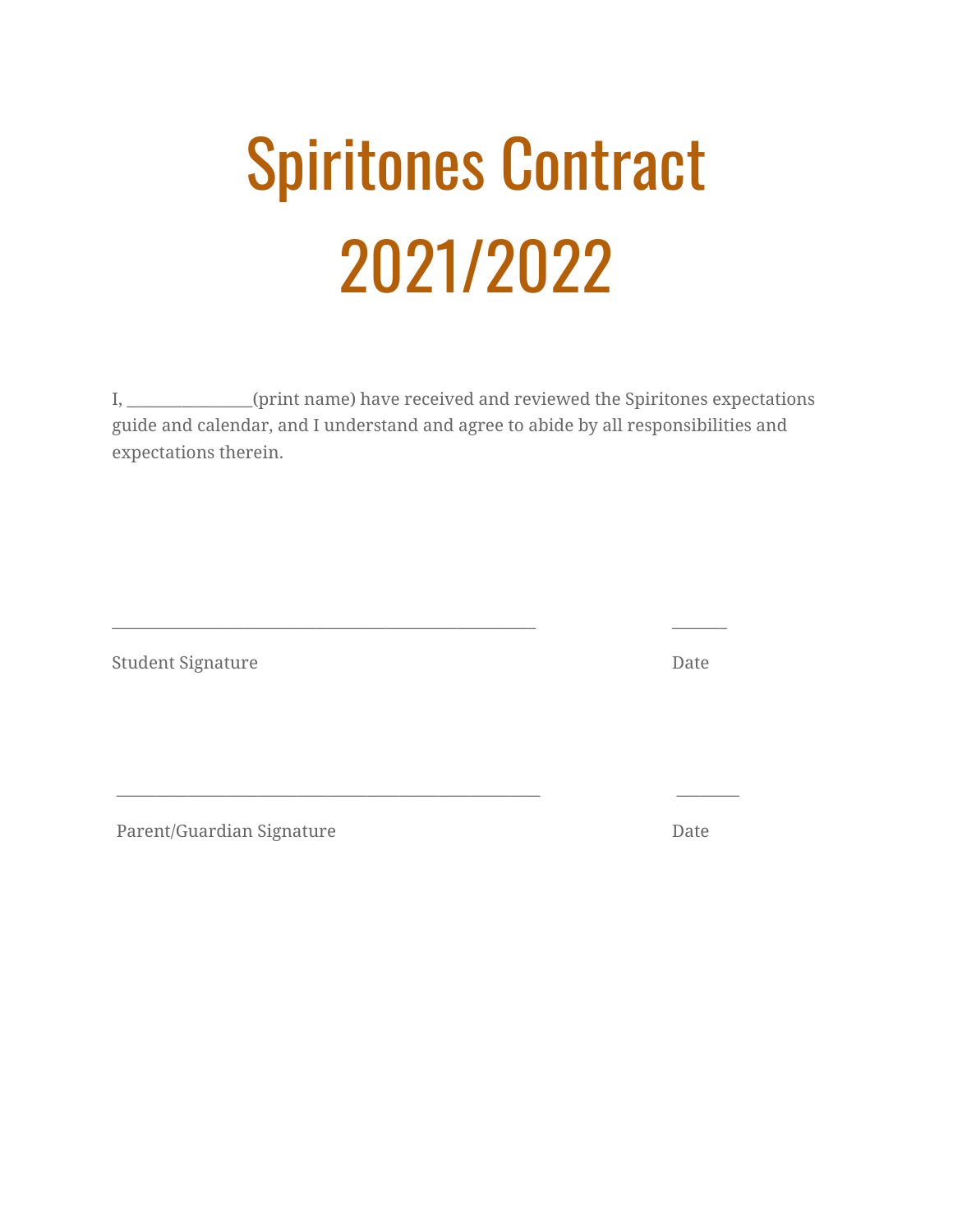# Spiritones Contract 2021/2022

I, ________________(print name) have received and reviewed the Spiritones expectations guide and calendar, and I understand and agree to abide by all responsibilities and expectations therein.

_____________________________________________________ _______

Student Signature Date

_____________________________________________________ ________

Parent/Guardian Signature Date